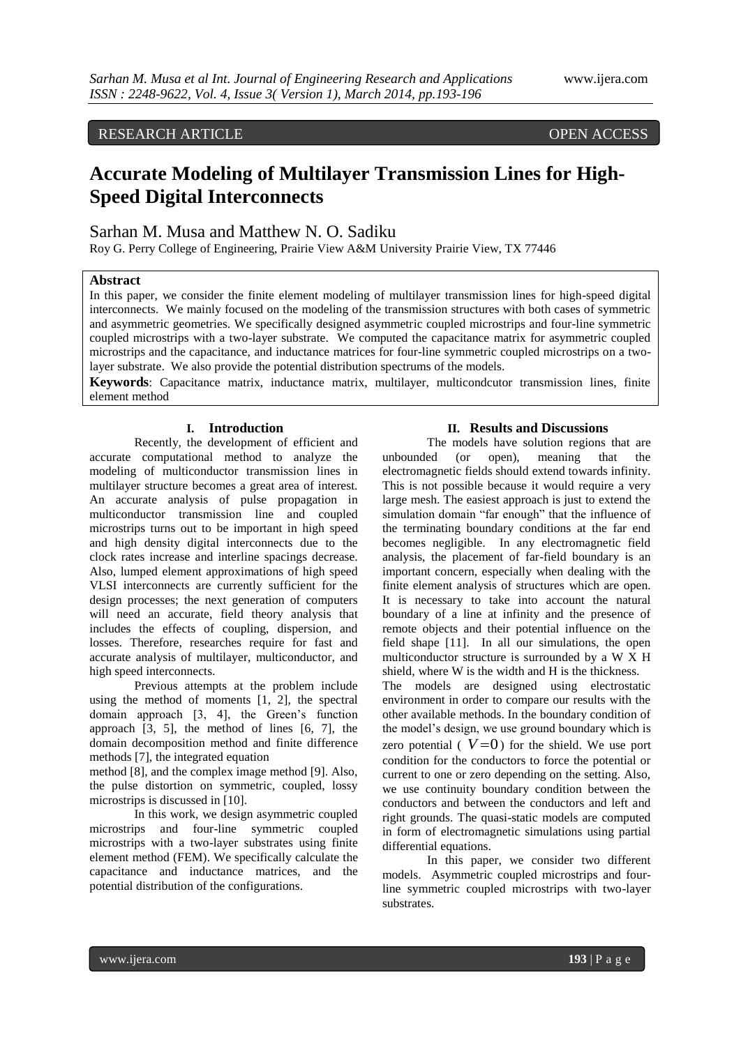RESEARCH ARTICLE OPEN ACCESS

# Accurate Modeling of Multilayer Transmission Lines for High-Speed Digital Interconnects

Sarhan M. Musa and Matthew N. O. Sadiku

Roy G. Perry College of Engineering, Prairie View A&M University Prairie View, TX 77446

## Abstract

In this paper, we consider the finite element modeling of multilayer transmission lines for high-speed digital interconnects. We mainly focused on the modeling of the transmission structures with both cases of symmetric and asymmetric geometries. We specifically designed asymmetric coupled microstrips and four-line symmetric coupled microstrips with a two-layer substrate. We computed the capacitance matrix for asymmetric coupled microstrips and the capacitance, and inductance matrices for four-line symmetric coupled microstrips on a two-layer substrate. We also provide the potential distribution spectrums of the models.

**Keywords**: Capacitance matrix, inductance matrix, multilayer, multicondcutor transmission lines, finite element method

## I. Introduction

Recently, the development of efficient and accurate computational method to analyze the modeling of multiconductor transmission lines in multilayer structure becomes a great area of interest. An accurate analysis of pulse propagation in multiconductor transmission line and coupled microstrips turns out to be important in high speed and high density digital interconnects due to the clock rates increase and interline spacings decrease. Also, lumped element approximations of high speed VLSI interconnects are currently sufficient for the design processes; the next generation of computers will need an accurate, field theory analysis that includes the effects of coupling, dispersion, and losses. Therefore, researches require for fast and accurate analysis of multilayer, multiconductor, and high speed interconnects.

Previous attempts at the problem include using the method of moments [1, 2], the spectral domain approach [3, 4], the Green's function approach [3, 5], the method of lines [6, 7], the domain decomposition method and finite difference methods [7], the integrated equation method [8], and the complex image method [9]. Also, the pulse distortion on symmetric, coupled, lossy microstrips is discussed in [10].

In this work, we design asymmetric coupled microstrips and four-line symmetric coupled microstrips with a two-layer substrates using finite element method (FEM). We specifically calculate the capacitance and inductance matrices, and the potential distribution of the configurations.

## II. Results and Discussions

The models have solution regions that are unbounded (or open), meaning that the electromagnetic fields should extend towards infinity. This is not possible because it would require a very large mesh. The easiest approach is just to extend the simulation domain "far enough" that the influence of the terminating boundary conditions at the far end becomes negligible. In any electromagnetic field analysis, the placement of far-field boundary is an important concern, especially when dealing with the finite element analysis of structures which are open. It is necessary to take into account the natural boundary of a line at infinity and the presence of remote objects and their potential influence on the field shape [11]. In all our simulations, the open multiconductor structure is surrounded by a W X H shield, where W is the width and H is the thickness.

The models are designed using electrostatic environment in order to compare our results with the other available methods. In the boundary condition of the model's design, we use ground boundary which is zero potential ( $V=0$ ) for the shield. We use port condition for the conductors to force the potential or current to one or zero depending on the setting. Also, we use continuity boundary condition between the conductors and between the conductors and left and right grounds. The quasi-static models are computed in form of electromagnetic simulations using partial differential equations.

In this paper, we consider two different models. Asymmetric coupled microstrips and four-line symmetric coupled microstrips with two-layer substrates.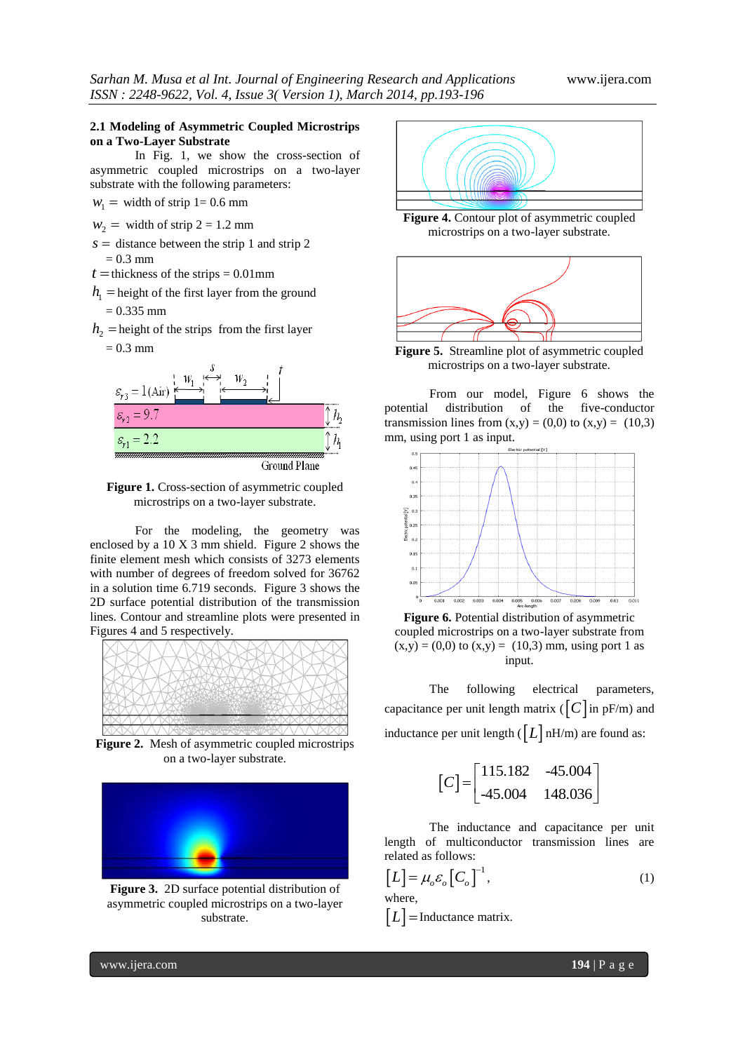### 2.1 Modeling of Asymmetric Coupled Microstrips on a Two-Layer Substrate

In Fig. 1, we show the cross-section of asymmetric coupled microstrips on a two-layer substrate with the following parameters:

$w_1$ = width of strip 1= 0.6 mm

$w_2$ = width of strip 2 = 1.2 mm

$s$ = distance between the strip 1 and strip 2 = 0.3 mm

$t$ = thickness of the strips = 0.01mm

$h_1$ = height of the first layer from the ground = 0.335 mm

$h_2$ = height of the strips from the first layer = 0.3 mm

**Figure 1.** Cross-section of asymmetric coupled microstrips on a two-layer substrate.

For the modeling, the geometry was enclosed by a 10 X 3 mm shield. Figure 2 shows the finite element mesh which consists of 3273 elements with number of degrees of freedom solved for 36762 in a solution time 6.719 seconds. Figure 3 shows the 2D surface potential distribution of the transmission lines. Contour and streamline plots were presented in Figures 4 and 5 respectively.

**Figure 2.** Mesh of asymmetric coupled microstrips on a two-layer substrate.

**Figure 3.** 2D surface potential distribution of asymmetric coupled microstrips on a two-layer substrate.

**Figure 4.** Contour plot of asymmetric coupled microstrips on a two-layer substrate.

**Figure 5.** Streamline plot of asymmetric coupled microstrips on a two-layer substrate.

From our model, Figure 6 shows the potential distribution of the five-conductor transmission lines from (x,y) = (0,0) to (x,y) = (10,3) mm, using port 1 as input.

**Figure 6.** Potential distribution of asymmetric coupled microstrips on a two-layer substrate from (x,y) = (0,0) to (x,y) = (10,3) mm, using port 1 as input.

The following electrical parameters, capacitance per unit length matrix ($[C]$ in pF/m) and inductance per unit length ($[L]$ nH/m) are found as:

$$[C]=\begin{bmatrix} 115.182 & -45.004 \\ -45.004 & 148.036 \end{bmatrix}$$

The inductance and capacitance per unit length of multiconductor transmission lines are related as follows:

$$[L]=\mu_o\varepsilon_o[C_o]^{-1}, \quad (1)$$

where,

$[L]$ = Inductance matrix.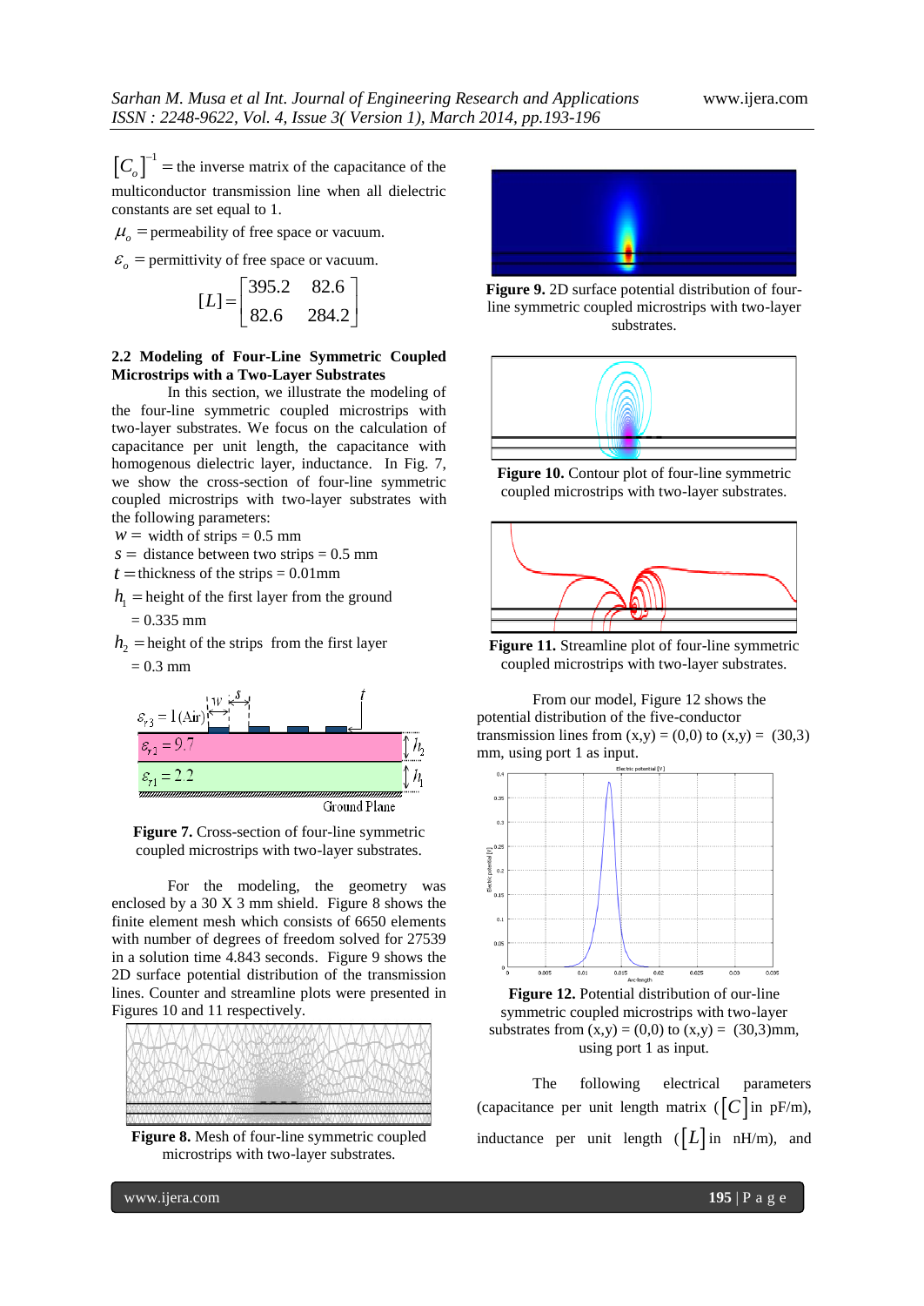$\left[C_o\right]^{-1}$ = the inverse matrix of the capacitance of the multiconductor transmission line when all dielectric constants are set equal to 1.

$\mu_o$ = permeability of free space or vacuum.

$\varepsilon_o$ = permittivity of free space or vacuum.

$$[L]=\begin{bmatrix}395.2 & 82.6\\ 82.6 & 284.2\end{bmatrix}$$

### 2.2 Modeling of Four-Line Symmetric Coupled Microstrips with a Two-Layer Substrates

In this section, we illustrate the modeling of the four-line symmetric coupled microstrips with two-layer substrates. We focus on the calculation of capacitance per unit length, the capacitance with homogenous dielectric layer, inductance. In Fig. 7, we show the cross-section of four-line symmetric coupled microstrips with two-layer substrates with the following parameters:

$w$ = width of strips = 0.5 mm

$s$ = distance between two strips = 0.5 mm

$t$ = thickness of the strips = 0.01mm

$h_1$ = height of the first layer from the ground = 0.335 mm

$h_2$ = height of the strips from the first layer = 0.3 mm

**Figure 7.** Cross-section of four-line symmetric coupled microstrips with two-layer substrates.

For the modeling, the geometry was enclosed by a 30 X 3 mm shield. Figure 8 shows the finite element mesh which consists of 6650 elements with number of degrees of freedom solved for 27539 in a solution time 4.843 seconds. Figure 9 shows the 2D surface potential distribution of the transmission lines. Counter and streamline plots were presented in Figures 10 and 11 respectively.

**Figure 8.** Mesh of four-line symmetric coupled microstrips with two-layer substrates.

**Figure 9.** 2D surface potential distribution of four-line symmetric coupled microstrips with two-layer substrates.

**Figure 10.** Contour plot of four-line symmetric coupled microstrips with two-layer substrates.

**Figure 11.** Streamline plot of four-line symmetric coupled microstrips with two-layer substrates.

From our model, Figure 12 shows the potential distribution of the five-conductor transmission lines from (x,y) = (0,0) to (x,y) = (30,3) mm, using port 1 as input.

**Figure 12.** Potential distribution of our-line symmetric coupled microstrips with two-layer substrates from (x,y) = (0,0) to (x,y) = (30,3)mm, using port 1 as input.

The following electrical parameters (capacitance per unit length matrix ($\left[C\right]$ in pF/m), inductance per unit length ($\left[L\right]$ in nH/m), and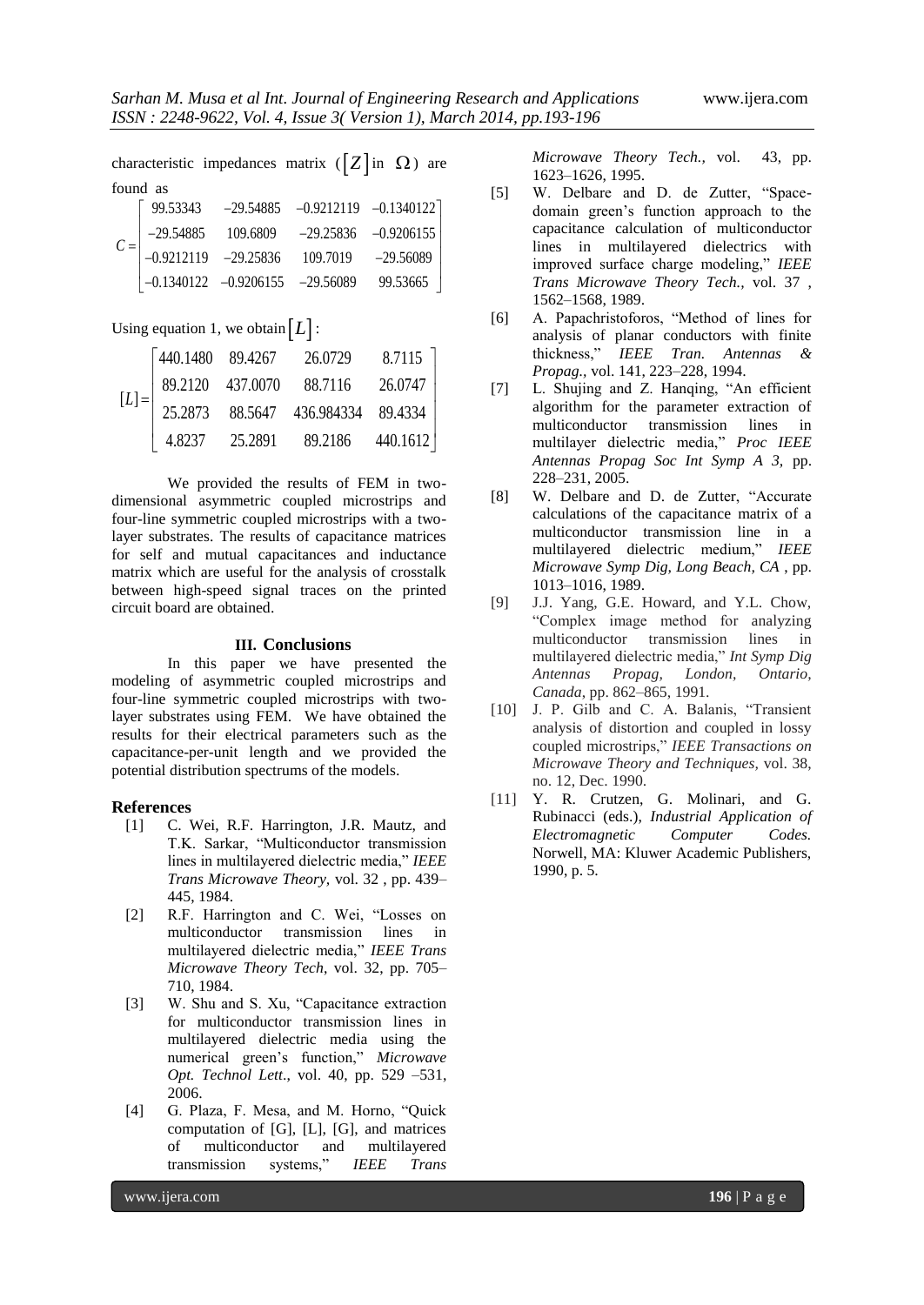characteristic impedances matrix ($[Z]$ in $\Omega$) are found as

$$C = \begin{bmatrix} 99.53343 & -29.54885 & -0.9212119 & -0.1340122 \\ -29.54885 & 109.6809 & -29.25836 & -0.9206155 \\ -0.9212119 & -29.25836 & 109.7019 & -29.56089 \\ -0.1340122 & -0.9206155 & -29.56089 & 99.53665 \end{bmatrix}$$

Using equation 1, we obtain $[L]$:

$$[L] = \begin{bmatrix} 440.1480 & 89.4267 & 26.0729 & 8.7115 \\ 89.2120 & 437.0070 & 88.7116 & 26.0747 \\ 25.2873 & 88.5647 & 436.984334 & 89.4334 \\ 4.8237 & 25.2891 & 89.2186 & 440.1612 \end{bmatrix}$$

We provided the results of FEM in two-dimensional asymmetric coupled microstrips and four-line symmetric coupled microstrips with a two-layer substrates. The results of capacitance matrices for self and mutual capacitances and inductance matrix which are useful for the analysis of crosstalk between high-speed signal traces on the printed circuit board are obtained.

## III. Conclusions

In this paper we have presented the modeling of asymmetric coupled microstrips and four-line symmetric coupled microstrips with two-layer substrates using FEM. We have obtained the results for their electrical parameters such as the capacitance-per-unit length and we provided the potential distribution spectrums of the models.

## References

[1] C. Wei, R.F. Harrington, J.R. Mautz, and T.K. Sarkar, "Multiconductor transmission lines in multilayered dielectric media," *IEEE Trans Microwave Theory*, vol. 32 , pp. 439–445, 1984.

[2] R.F. Harrington and C. Wei, "Losses on multiconductor transmission lines in multilayered dielectric media," *IEEE Trans Microwave Theory Tech*, vol. 32, pp. 705–710, 1984.

[3] W. Shu and S. Xu, "Capacitance extraction for multiconductor transmission lines in multilayered dielectric media using the numerical green's function," *Microwave Opt. Technol Lett*., vol. 40, pp. 529 –531, 2006.

[4] G. Plaza, F. Mesa, and M. Horno, "Quick computation of [G], [L], [G], and matrices of multiconductor and multilayered transmission systems," *IEEE Trans Microwave Theory Tech.,* vol. 43, pp. 1623–1626, 1995.

[5] W. Delbare and D. de Zutter, "Space-domain green's function approach to the capacitance calculation of multiconductor lines in multilayered dielectrics with improved surface charge modeling," *IEEE Trans Microwave Theory Tech.,* vol. 37 , 1562–1568, 1989.

[6] A. Papachristoforos, "Method of lines for analysis of planar conductors with finite thickness," *IEEE Tran. Antennas & Propag.,* vol. 141, 223–228, 1994.

[7] L. Shujing and Z. Hanqing, "An efficient algorithm for the parameter extraction of multiconductor transmission lines in multilayer dielectric media," *Proc IEEE Antennas Propag Soc Int Symp A 3,* pp. 228–231, 2005.

[8] W. Delbare and D. de Zutter, "Accurate calculations of the capacitance matrix of a multiconductor transmission line in a multilayered dielectric medium," *IEEE Microwave Symp Dig, Long Beach, CA* , pp. 1013–1016, 1989.

[9] J.J. Yang, G.E. Howard, and Y.L. Chow, "Complex image method for analyzing multiconductor transmission lines in multilayered dielectric media," *Int Symp Dig Antennas Propag, London, Ontario, Canada*, pp. 862–865, 1991.

[10] J. P. Gilb and C. A. Balanis, "Transient analysis of distortion and coupled in lossy coupled microstrips," *IEEE Transactions on Microwave Theory and Techniques,* vol. 38, no. 12, Dec. 1990.

[11] Y. R. Crutzen, G. Molinari, and G. Rubinacci (eds.), *Industrial Application of Electromagnetic Computer Codes.* Norwell, MA: Kluwer Academic Publishers, 1990, p. 5.